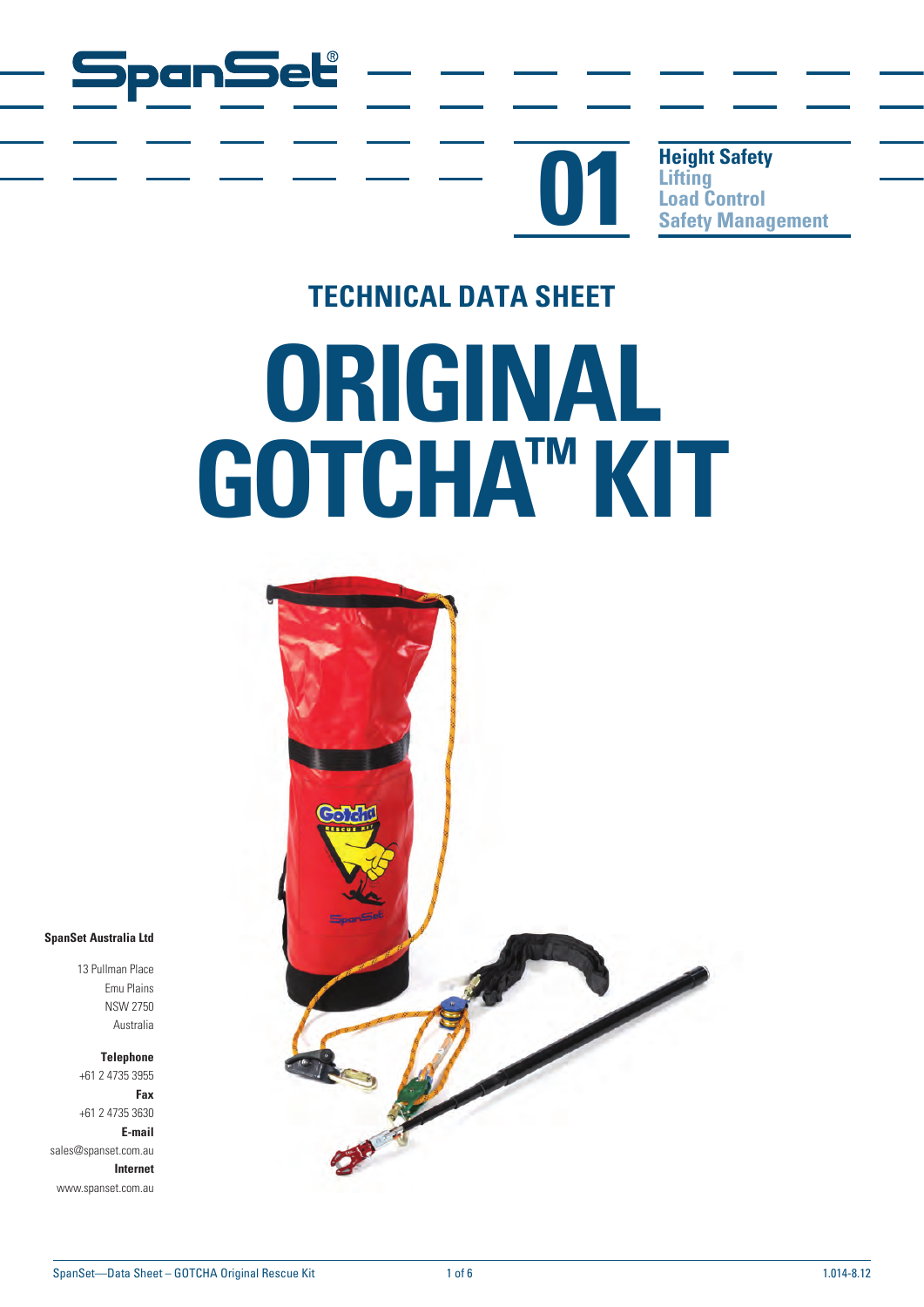SpanSet®

01

**Height Safety**
Lifting
Load Control
Safety Management

## TECHNICAL DATA SHEET

# ORIGINAL GOTCHA™ KIT

**SpanSet Australia Ltd**

13 Pullman Place
Emu Plains
NSW 2750
Australia

**Telephone**
+61 2 4735 3955

**Fax**
+61 2 4735 3630

**E-mail**
sales@spanset.com.au

**Internet**
www.spanset.com.au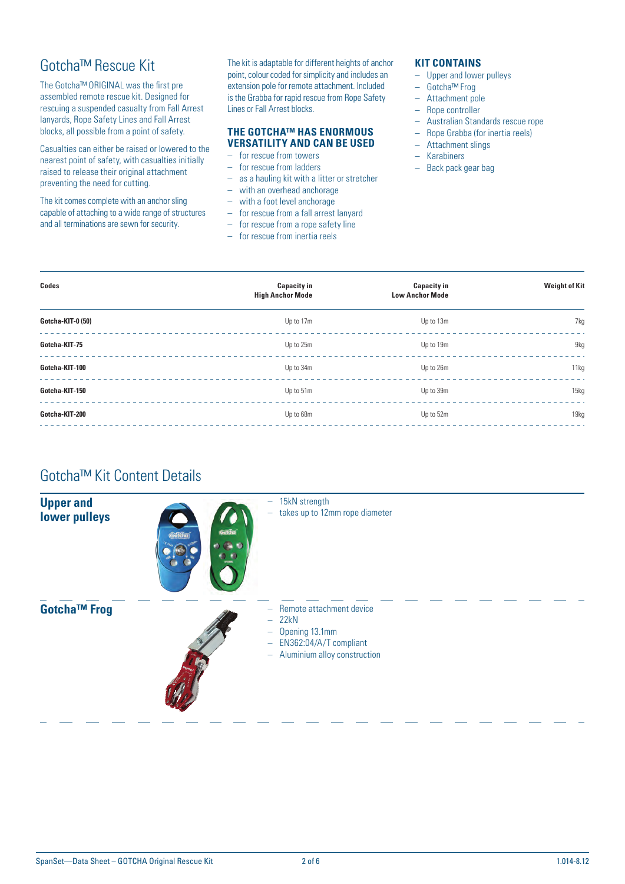# Gotcha™ Rescue Kit

The Gotcha™ ORIGINAL was the first pre assembled remote rescue kit. Designed for rescuing a suspended casualty from Fall Arrest lanyards, Rope Safety Lines and Fall Arrest blocks, all possible from a point of safety.

Casualties can either be raised or lowered to the nearest point of safety, with casualties initially raised to release their original attachment preventing the need for cutting.

The kit comes complete with an anchor sling capable of attaching to a wide range of structures and all terminations are sewn for security.

The kit is adaptable for different heights of anchor point, colour coded for simplicity and includes an extension pole for remote attachment. Included is the Grabba for rapid rescue from Rope Safety Lines or Fall Arrest blocks.

## THE GOTCHA™ HAS ENORMOUS VERSATILITY AND CAN BE USED

- for rescue from towers
- for rescue from ladders
- as a hauling kit with a litter or stretcher
- with an overhead anchorage
- with a foot level anchorage
- for rescue from a fall arrest lanyard
- for rescue from a rope safety line
- for rescue from inertia reels

## KIT CONTAINS

- Upper and lower pulleys
- Gotcha™ Frog
- Attachment pole
- Rope controller
- Australian Standards rescue rope
- Rope Grabba (for inertia reels)
- Attachment slings
- Karabiners
- Back pack gear bag

| Codes | Capacity in High Anchor Mode | Capacity in Low Anchor Mode | Weight of Kit |
|---|---|---|---|
| Gotcha-KIT-0 (50) | Up to 17m | Up to 13m | 7kg |
| Gotcha-KIT-75 | Up to 25m | Up to 19m | 9kg |
| Gotcha-KIT-100 | Up to 34m | Up to 26m | 11kg |
| Gotcha-KIT-150 | Up to 51m | Up to 39m | 15kg |
| Gotcha-KIT-200 | Up to 68m | Up to 52m | 19kg |

# Gotcha™ Kit Content Details

## Upper and lower pulleys

- 15kN strength
- takes up to 12mm rope diameter

## Gotcha™ Frog

- Remote attachment device
- 22kN
- Opening 13.1mm
- EN362:04/A/T compliant
- Aluminium alloy construction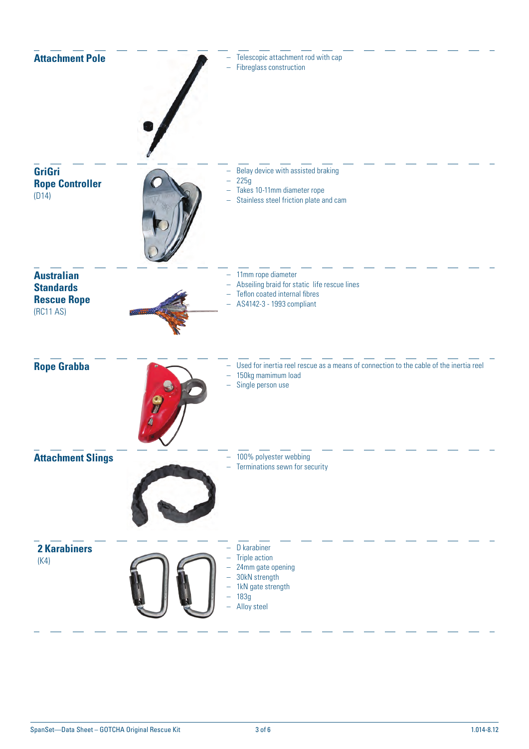## Attachment Pole

- Telescopic attachment rod with cap
- Fibreglass construction

## GriGri Rope Controller

(D14)

- Belay device with assisted braking
- 225g
- Takes 10-11mm diameter rope
- Stainless steel friction plate and cam

## Australian Standards Rescue Rope

(RC11 AS)

- 11mm rope diameter
- Abseiling braid for static life rescue lines
- Teflon coated internal fibres
- AS4142-3 - 1993 compliant

## Rope Grabba

- Used for inertia reel rescue as a means of connection to the cable of the inertia reel
- 150kg mamimum load
- Single person use

## Attachment Slings

- 100% polyester webbing
- Terminations sewn for security

## 2 Karabiners

(K4)

- D karabiner
- Triple action
- 24mm gate opening
- 30kN strength
- 1kN gate strength
- 183g
- Alloy steel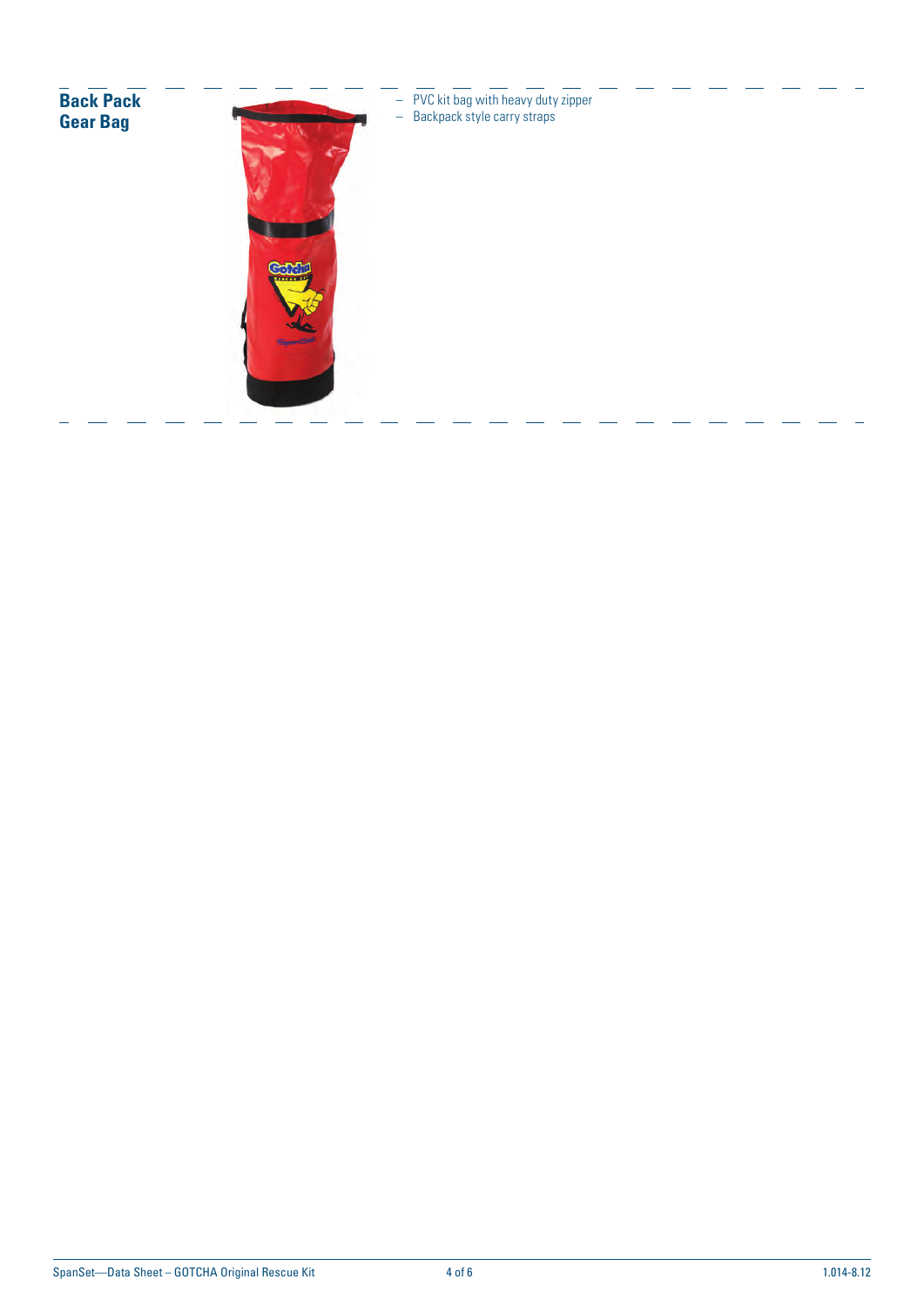## Back Pack Gear Bag

- PVC kit bag with heavy duty zipper
- Backpack style carry straps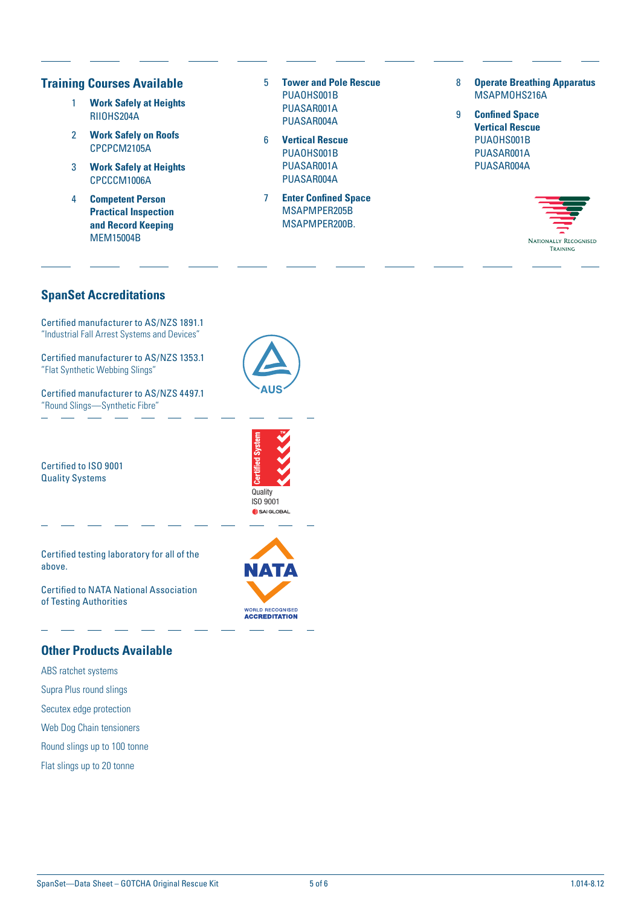## Training Courses Available

1. **Work Safely at Heights**
   RIIOHS204A
2. **Work Safely on Roofs**
   CPCPCM2105A
3. **Work Safely at Heights**
   CPCCCM1006A
4. **Competent Person Practical Inspection and Record Keeping**
   MEM15004B
5. **Tower and Pole Rescue**
   PUAOHS001B
   PUASAR001A
   PUASAR004A
6. **Vertical Rescue**
   PUAOHS001B
   PUASAR001A
   PUASAR004A
7. **Enter Confined Space**
   MSAPMPER205B
   MSAPMPER200B.
8. **Operate Breathing Apparatus**
   MSAPMOHS216A
9. **Confined Space Vertical Rescue**
   PUAOHS001B
   PUASAR001A
   PUASAR004A

Nationally Recognised Training

## SpanSet Accreditations

Certified manufacturer to AS/NZS 1891.1
"Industrial Fall Arrest Systems and Devices"

Certified manufacturer to AS/NZS 1353.1
"Flat Synthetic Webbing Slings"

Certified manufacturer to AS/NZS 4497.1
"Round Slings—Synthetic Fibre"

Certified to ISO 9001
Quality Systems

Certified testing laboratory for all of the above.

Certified to NATA National Association of Testing Authorities

## Other Products Available

ABS ratchet systems

Supra Plus round slings

Secutex edge protection

Web Dog Chain tensioners

Round slings up to 100 tonne

Flat slings up to 20 tonne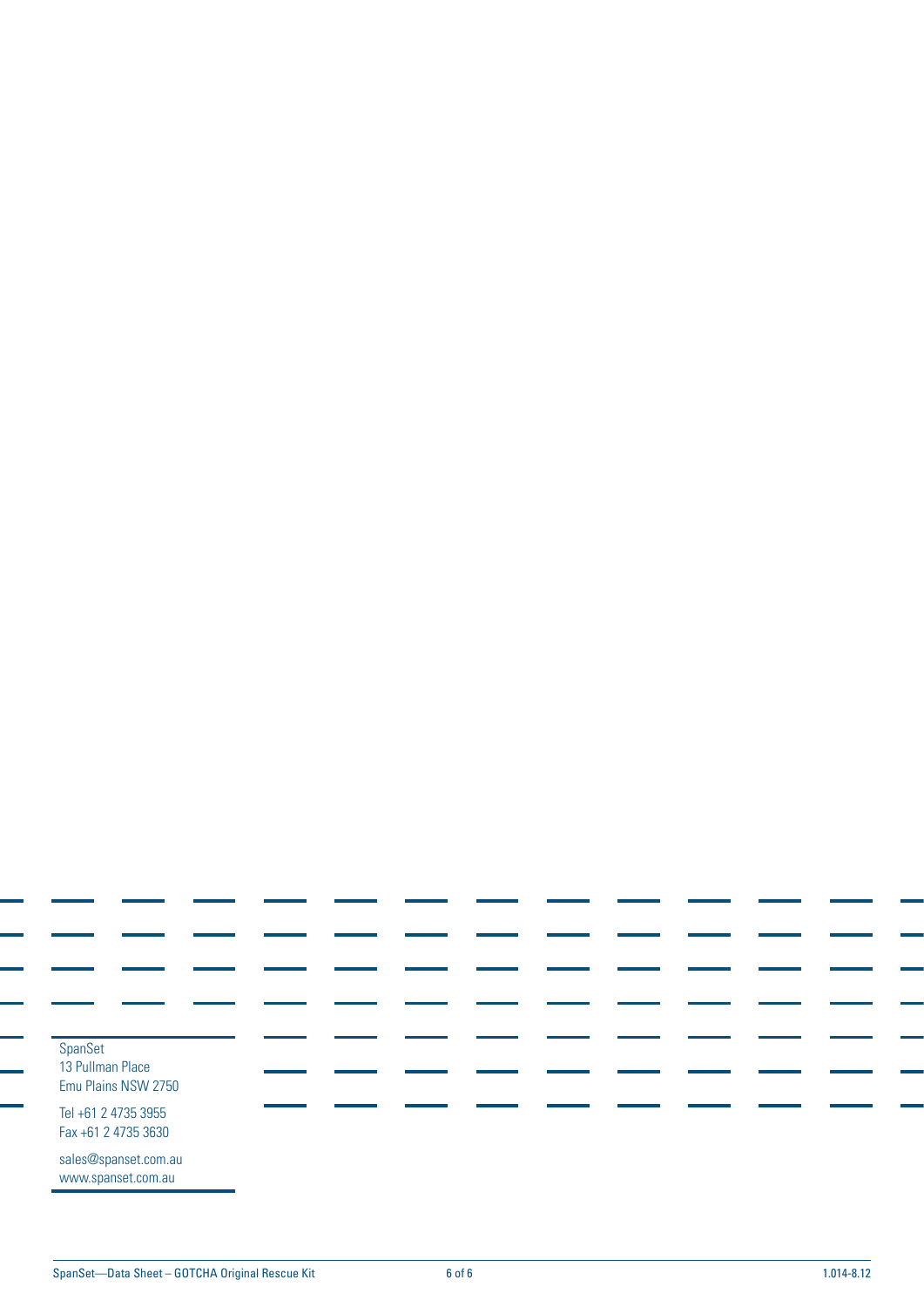SpanSet
13 Pullman Place
Emu Plains NSW 2750

Tel +61 2 4735 3955
Fax +61 2 4735 3630

sales@spanset.com.au
www.spanset.com.au